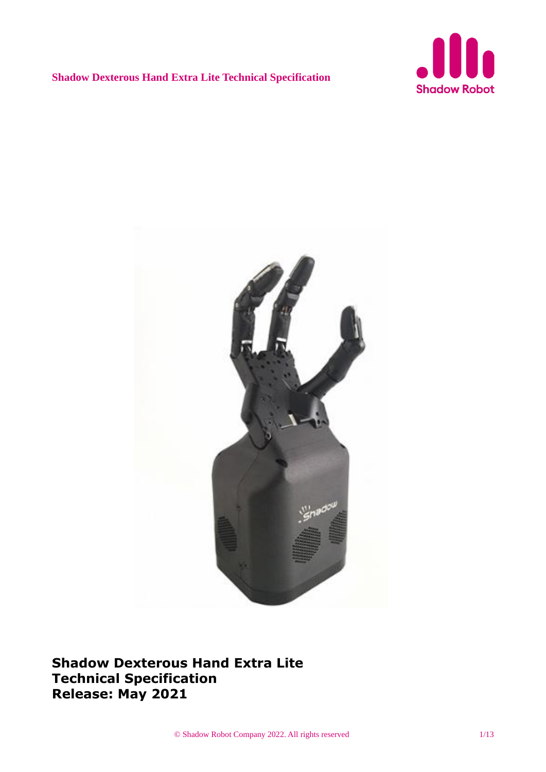# Shadow Dexterous Hand Extra Lite Technical Specification

**Shadow Dexterous Hand Extra Lite**
**Technical Specification**
**Release: May 2021**

© Shadow Robot Company 2022. All rights reserved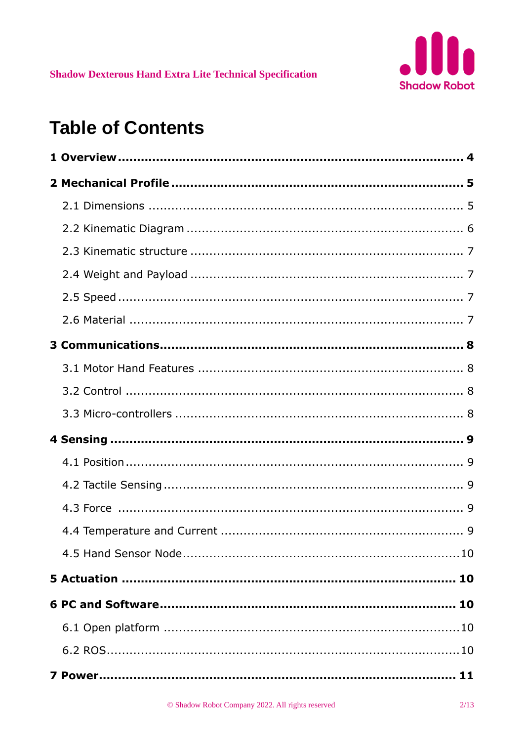# Table of Contents

**1 Overview ........................................................................................ 4**

**2 Mechanical Profile ......................................................................... 5**

2.1 Dimensions ................................................................................. 5

2.2 Kinematic Diagram ...................................................................... 6

2.3 Kinematic structure ..................................................................... 7

2.4 Weight and Payload ..................................................................... 7

2.5 Speed ......................................................................................... 7

2.6 Material ...................................................................................... 7

**3 Communications............................................................................ 8**

3.1 Motor Hand Features ................................................................... 8

3.2 Control ....................................................................................... 8

3.3 Micro-controllers ......................................................................... 8

**4 Sensing ......................................................................................... 9**

4.1 Position ...................................................................................... 9

4.2 Tactile Sensing ............................................................................ 9

4.3 Force ......................................................................................... 9

4.4 Temperature and Current ............................................................. 9

4.5 Hand Sensor Node....................................................................... 10

**5 Actuation ..................................................................................... 10**

**6 PC and Software........................................................................... 10**

6.1 Open platform ............................................................................. 10

6.2 ROS............................................................................................ 10

**7 Power........................................................................................... 11**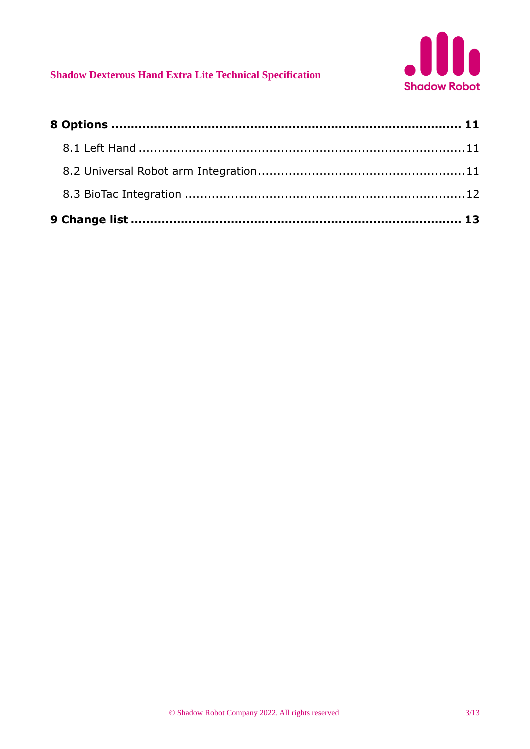**8 Options** ........................................................................................ **11**

8.1 Left Hand ........................................................................................ 11

8.2 Universal Robot arm Integration ........................................................ 11

8.3 BioTac Integration ............................................................................. 12

**9 Change list** ..................................................................................... **13**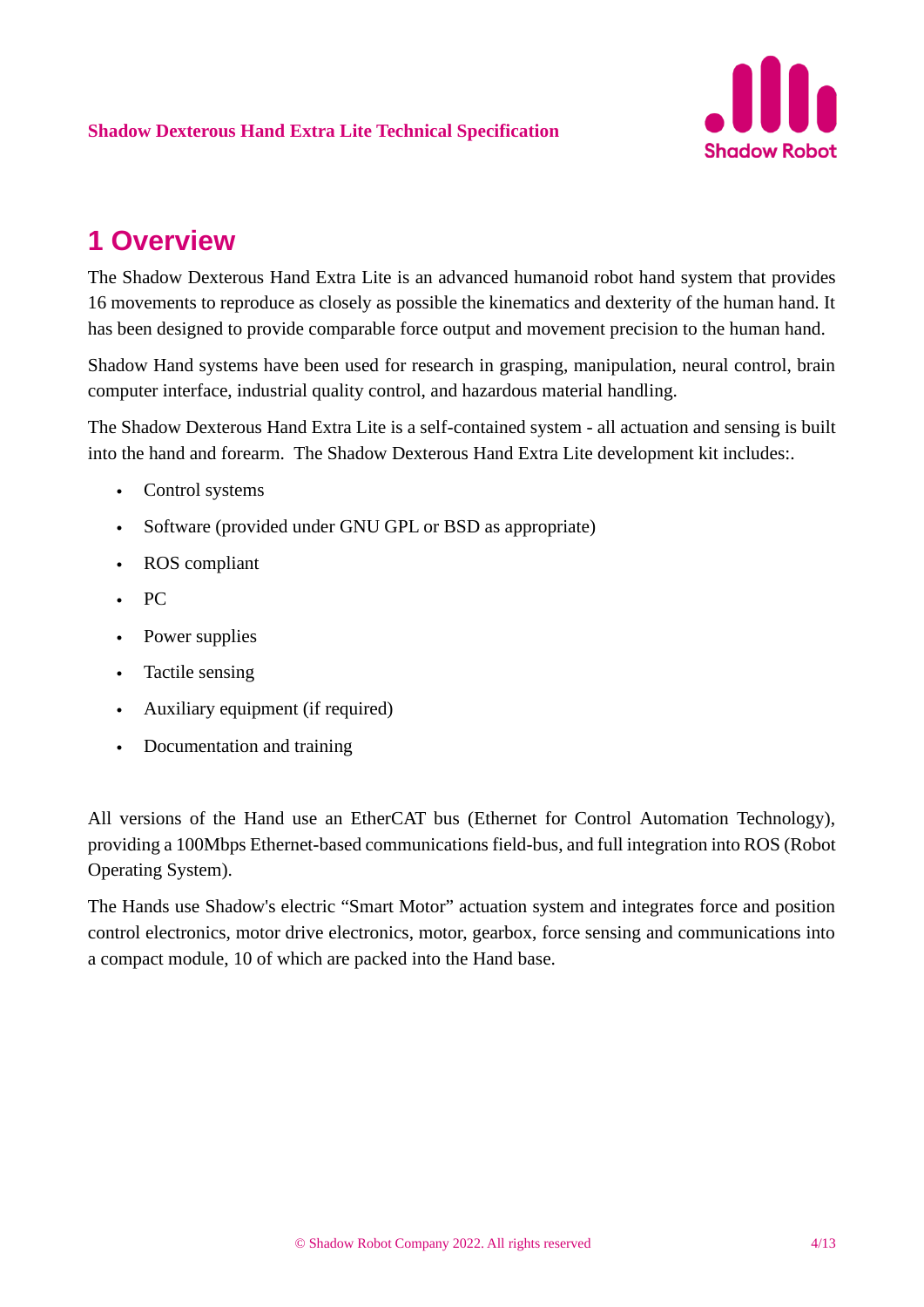# 1 Overview

The Shadow Dexterous Hand Extra Lite is an advanced humanoid robot hand system that provides 16 movements to reproduce as closely as possible the kinematics and dexterity of the human hand. It has been designed to provide comparable force output and movement precision to the human hand.

Shadow Hand systems have been used for research in grasping, manipulation, neural control, brain computer interface, industrial quality control, and hazardous material handling.

The Shadow Dexterous Hand Extra Lite is a self-contained system - all actuation and sensing is built into the hand and forearm. The Shadow Dexterous Hand Extra Lite development kit includes:.

- Control systems
- Software (provided under GNU GPL or BSD as appropriate)
- ROS compliant
- PC
- Power supplies
- Tactile sensing
- Auxiliary equipment (if required)
- Documentation and training

All versions of the Hand use an EtherCAT bus (Ethernet for Control Automation Technology), providing a 100Mbps Ethernet-based communications field-bus, and full integration into ROS (Robot Operating System).

The Hands use Shadow's electric "Smart Motor" actuation system and integrates force and position control electronics, motor drive electronics, motor, gearbox, force sensing and communications into a compact module, 10 of which are packed into the Hand base.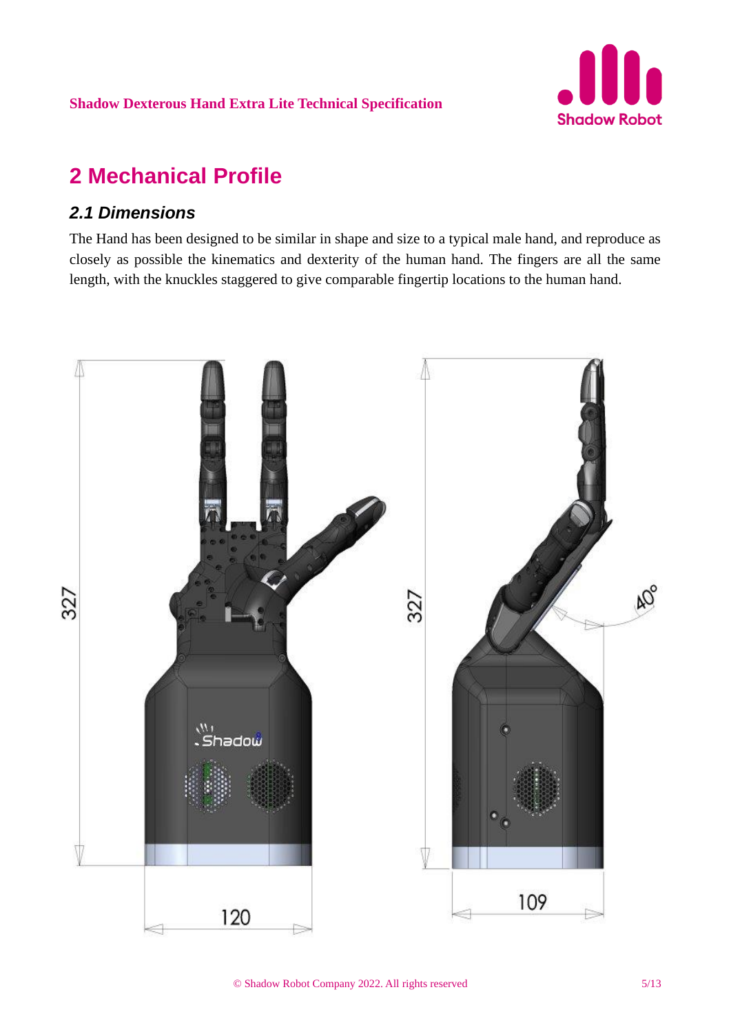# 2 Mechanical Profile

## *2.1 Dimensions*

The Hand has been designed to be similar in shape and size to a typical male hand, and reproduce as closely as possible the kinematics and dexterity of the human hand. The fingers are all the same length, with the knuckles staggered to give comparable fingertip locations to the human hand.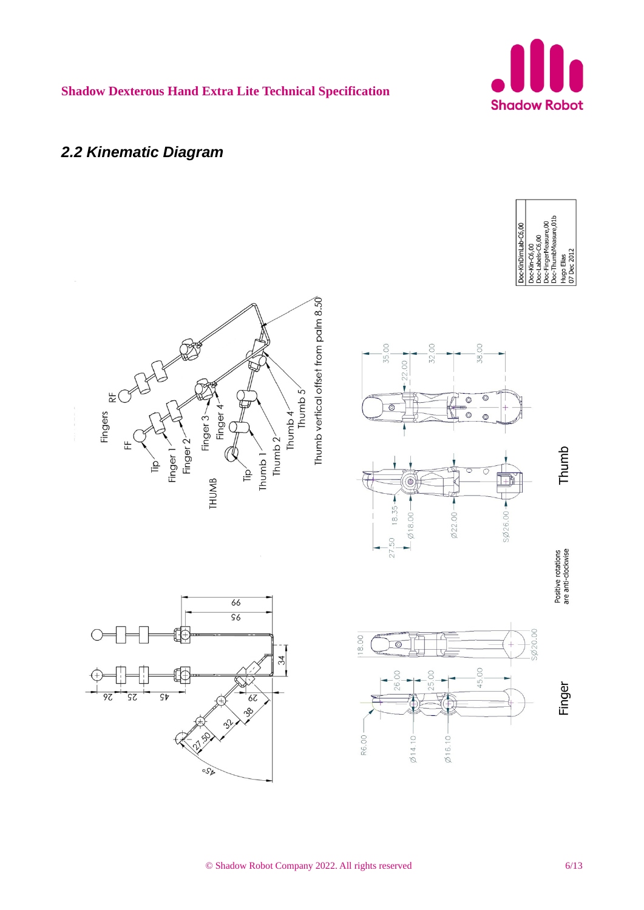## 2.2 Kinematic Diagram

Doc-KinDimLab-C6,00
Doc-Kin-C6,00
Doc-Labels-C6,00
Doc-FingerMeasure,00
Doc-ThumbMeasure,01b
Hugo Elias
07 Dec 2012

Fingers

RF

FF

Tip

Finger 1

Finger 2

Finger 3

Finger 4

THUMB

Tip

Thumb 1

Thumb 2

Thumb 4

Thumb 5

Thumb vertical offset from palm 8.50

Thumb

Positive rotations are anti-clockwise

Finger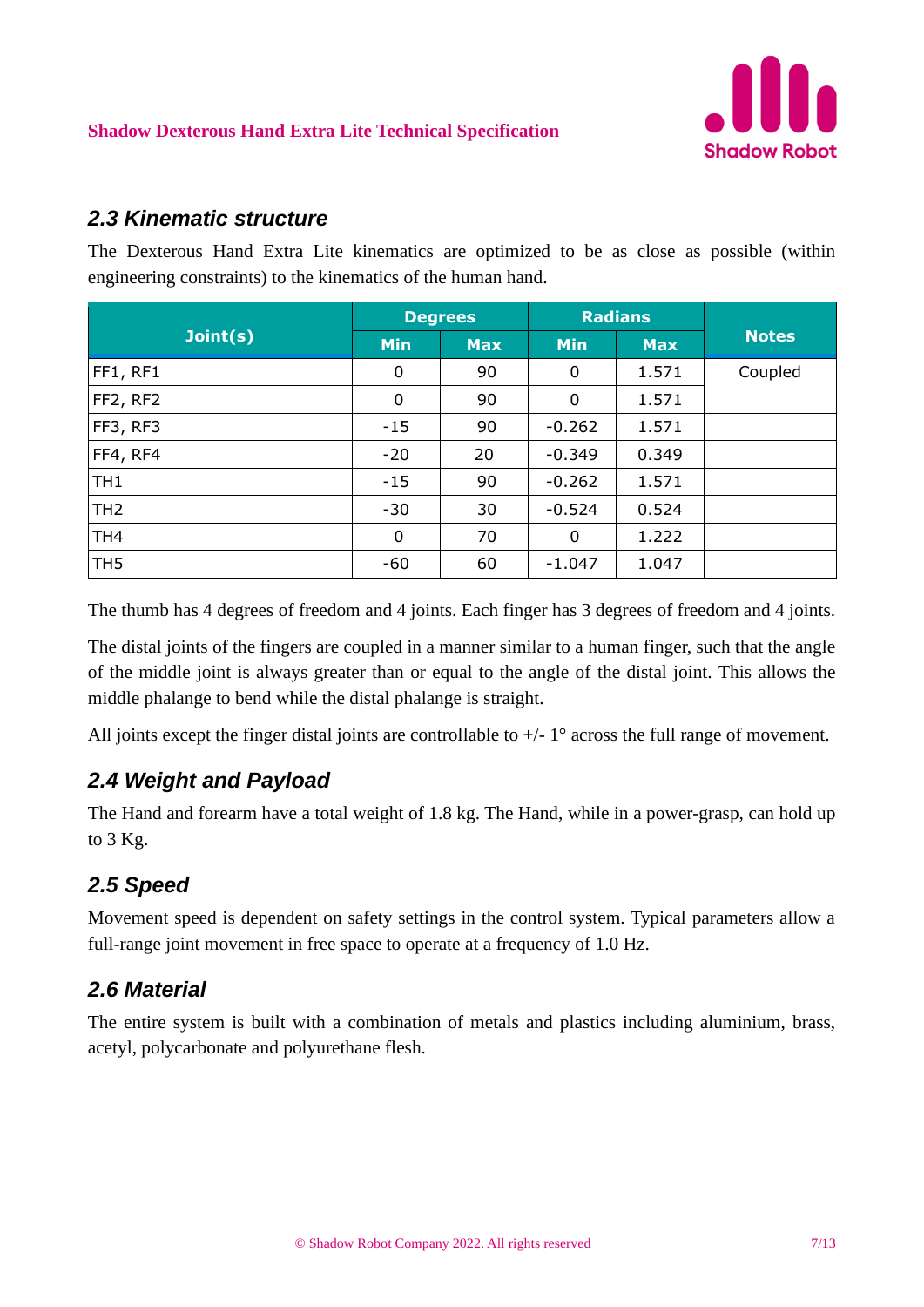## 2.3 Kinematic structure

The Dexterous Hand Extra Lite kinematics are optimized to be as close as possible (within engineering constraints) to the kinematics of the human hand.

| Joint(s) | Degrees | | Radians | | Notes |
|---|---|---|---|---|---|
| | Min | Max | Min | Max | |
| FF1, RF1 | 0 | 90 | 0 | 1.571 | Coupled |
| FF2, RF2 | 0 | 90 | 0 | 1.571 | |
| FF3, RF3 | -15 | 90 | -0.262 | 1.571 | |
| FF4, RF4 | -20 | 20 | -0.349 | 0.349 | |
| TH1 | -15 | 90 | -0.262 | 1.571 | |
| TH2 | -30 | 30 | -0.524 | 0.524 | |
| TH4 | 0 | 70 | 0 | 1.222 | |
| TH5 | -60 | 60 | -1.047 | 1.047 | |

The thumb has 4 degrees of freedom and 4 joints. Each finger has 3 degrees of freedom and 4 joints.

The distal joints of the fingers are coupled in a manner similar to a human finger, such that the angle of the middle joint is always greater than or equal to the angle of the distal joint. This allows the middle phalange to bend while the distal phalange is straight.

All joints except the finger distal joints are controllable to +/- 1° across the full range of movement.

## 2.4 Weight and Payload

The Hand and forearm have a total weight of 1.8 kg. The Hand, while in a power-grasp, can hold up to 3 Kg.

## 2.5 Speed

Movement speed is dependent on safety settings in the control system. Typical parameters allow a full-range joint movement in free space to operate at a frequency of 1.0 Hz.

## 2.6 Material

The entire system is built with a combination of metals and plastics including aluminium, brass, acetyl, polycarbonate and polyurethane flesh.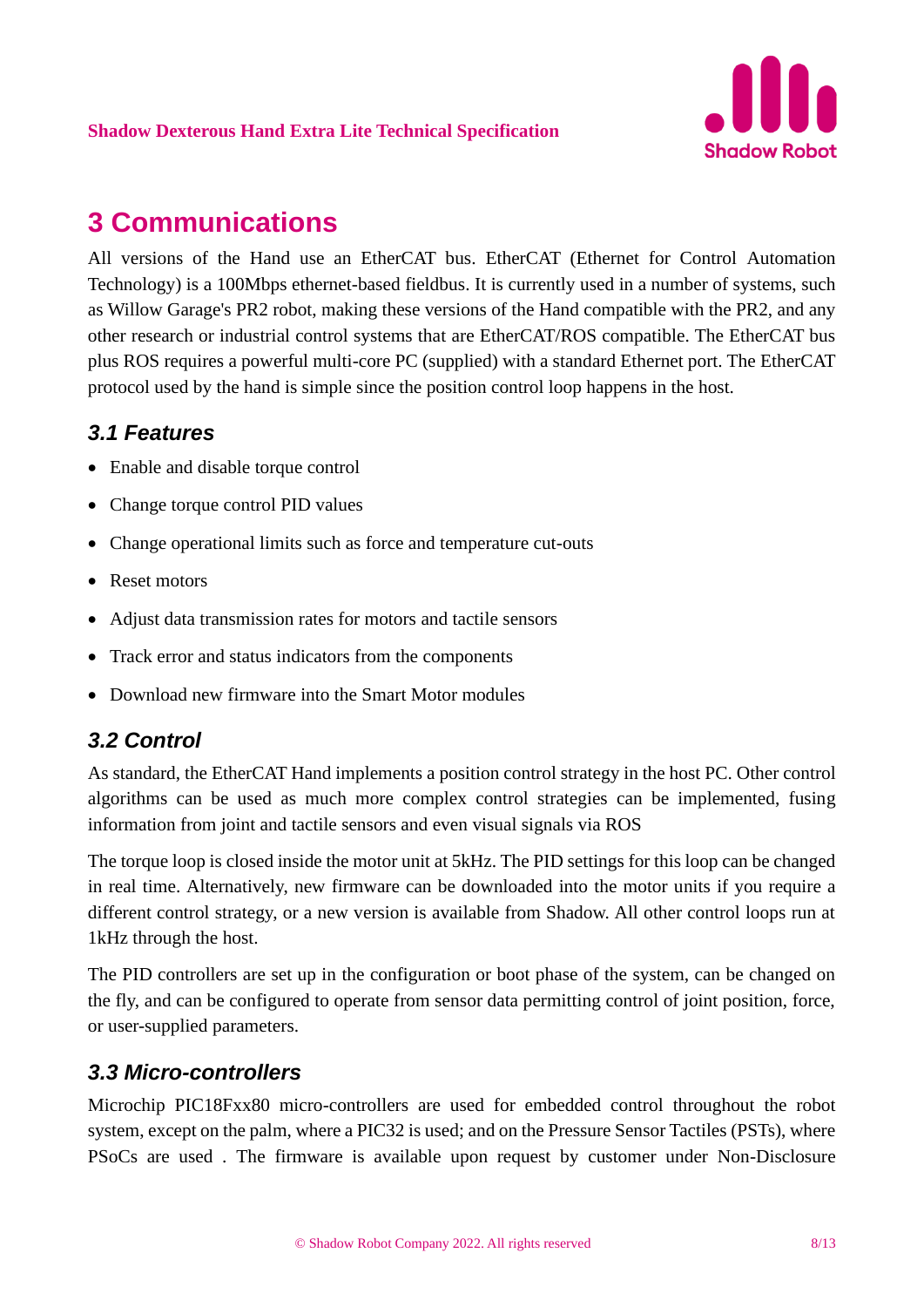# 3 Communications

All versions of the Hand use an EtherCAT bus. EtherCAT (Ethernet for Control Automation Technology) is a 100Mbps ethernet-based fieldbus. It is currently used in a number of systems, such as Willow Garage's PR2 robot, making these versions of the Hand compatible with the PR2, and any other research or industrial control systems that are EtherCAT/ROS compatible. The EtherCAT bus plus ROS requires a powerful multi-core PC (supplied) with a standard Ethernet port. The EtherCAT protocol used by the hand is simple since the position control loop happens in the host.

## 3.1 Features

- Enable and disable torque control
- Change torque control PID values
- Change operational limits such as force and temperature cut-outs
- Reset motors
- Adjust data transmission rates for motors and tactile sensors
- Track error and status indicators from the components
- Download new firmware into the Smart Motor modules

## 3.2 Control

As standard, the EtherCAT Hand implements a position control strategy in the host PC. Other control algorithms can be used as much more complex control strategies can be implemented, fusing information from joint and tactile sensors and even visual signals via ROS

The torque loop is closed inside the motor unit at 5kHz. The PID settings for this loop can be changed in real time. Alternatively, new firmware can be downloaded into the motor units if you require a different control strategy, or a new version is available from Shadow. All other control loops run at 1kHz through the host.

The PID controllers are set up in the configuration or boot phase of the system, can be changed on the fly, and can be configured to operate from sensor data permitting control of joint position, force, or user-supplied parameters.

## 3.3 Micro-controllers

Microchip PIC18Fxx80 micro-controllers are used for embedded control throughout the robot system, except on the palm, where a PIC32 is used; and on the Pressure Sensor Tactiles (PSTs), where PSoCs are used . The firmware is available upon request by customer under Non-Disclosure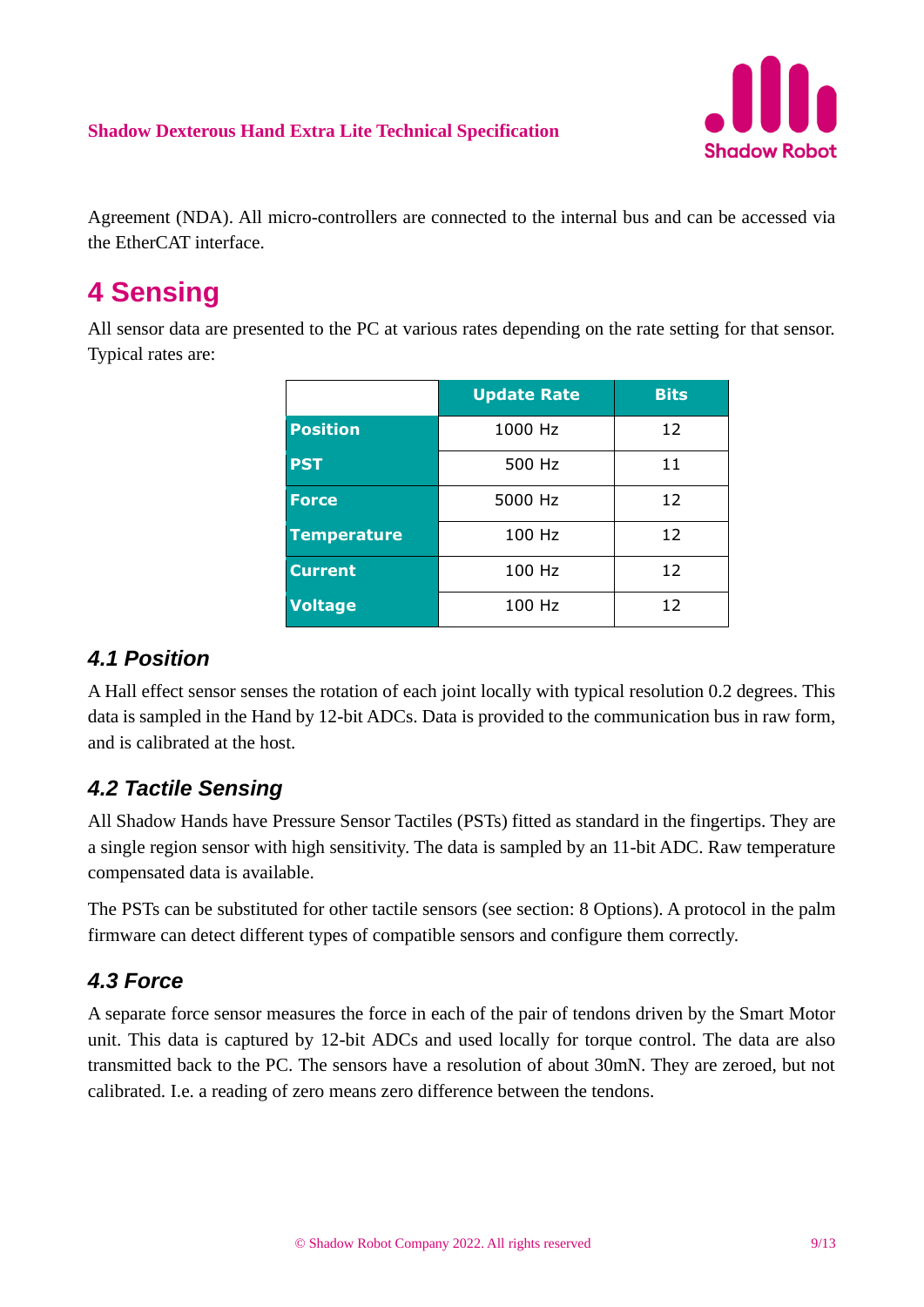Agreement (NDA). All micro-controllers are connected to the internal bus and can be accessed via the EtherCAT interface.

# 4 Sensing

All sensor data are presented to the PC at various rates depending on the rate setting for that sensor. Typical rates are:

| | Update Rate | Bits |
|---|---|---|
| **Position** | 1000 Hz | 12 |
| **PST** | 500 Hz | 11 |
| **Force** | 5000 Hz | 12 |
| **Temperature** | 100 Hz | 12 |
| **Current** | 100 Hz | 12 |
| **Voltage** | 100 Hz | 12 |

## *4.1 Position*

A Hall effect sensor senses the rotation of each joint locally with typical resolution 0.2 degrees. This data is sampled in the Hand by 12-bit ADCs. Data is provided to the communication bus in raw form, and is calibrated at the host.

## *4.2 Tactile Sensing*

All Shadow Hands have Pressure Sensor Tactiles (PSTs) fitted as standard in the fingertips. They are a single region sensor with high sensitivity. The data is sampled by an 11-bit ADC. Raw temperature compensated data is available.

The PSTs can be substituted for other tactile sensors (see section: 8 Options). A protocol in the palm firmware can detect different types of compatible sensors and configure them correctly.

## *4.3 Force*

A separate force sensor measures the force in each of the pair of tendons driven by the Smart Motor unit. This data is captured by 12-bit ADCs and used locally for torque control. The data are also transmitted back to the PC. The sensors have a resolution of about 30mN. They are zeroed, but not calibrated. I.e. a reading of zero means zero difference between the tendons.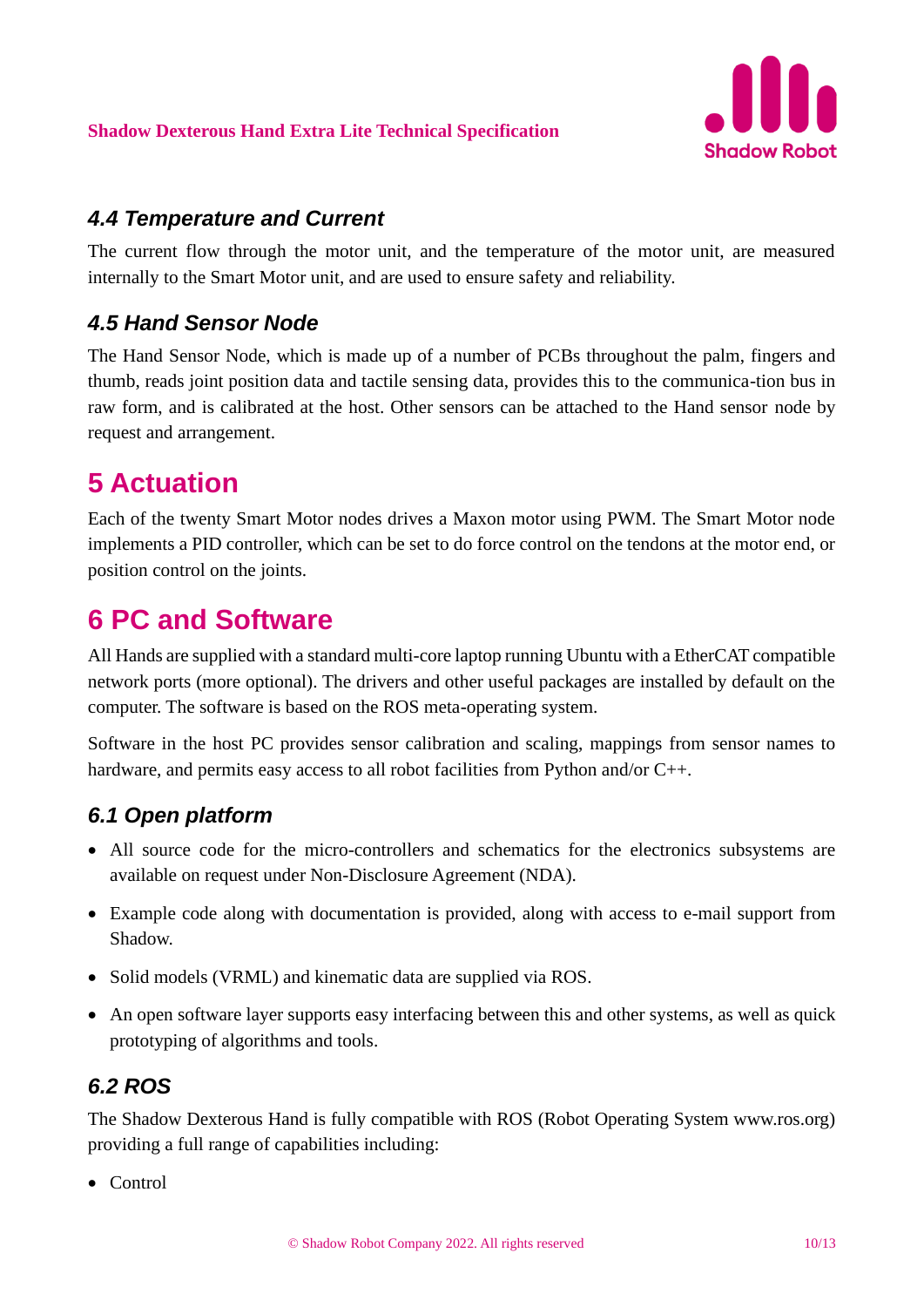### 4.4 Temperature and Current

The current flow through the motor unit, and the temperature of the motor unit, are measured internally to the Smart Motor unit, and are used to ensure safety and reliability.

### 4.5 Hand Sensor Node

The Hand Sensor Node, which is made up of a number of PCBs throughout the palm, fingers and thumb, reads joint position data and tactile sensing data, provides this to the communica-tion bus in raw form, and is calibrated at the host. Other sensors can be attached to the Hand sensor node by request and arrangement.

## 5 Actuation

Each of the twenty Smart Motor nodes drives a Maxon motor using PWM. The Smart Motor node implements a PID controller, which can be set to do force control on the tendons at the motor end, or position control on the joints.

## 6 PC and Software

All Hands are supplied with a standard multi-core laptop running Ubuntu with a EtherCAT compatible network ports (more optional). The drivers and other useful packages are installed by default on the computer. The software is based on the ROS meta-operating system.

Software in the host PC provides sensor calibration and scaling, mappings from sensor names to hardware, and permits easy access to all robot facilities from Python and/or C++.

### 6.1 Open platform

- All source code for the micro-controllers and schematics for the electronics subsystems are available on request under Non-Disclosure Agreement (NDA).
- Example code along with documentation is provided, along with access to e-mail support from Shadow.
- Solid models (VRML) and kinematic data are supplied via ROS.
- An open software layer supports easy interfacing between this and other systems, as well as quick prototyping of algorithms and tools.

### 6.2 ROS

The Shadow Dexterous Hand is fully compatible with ROS (Robot Operating System www.ros.org) providing a full range of capabilities including:

- Control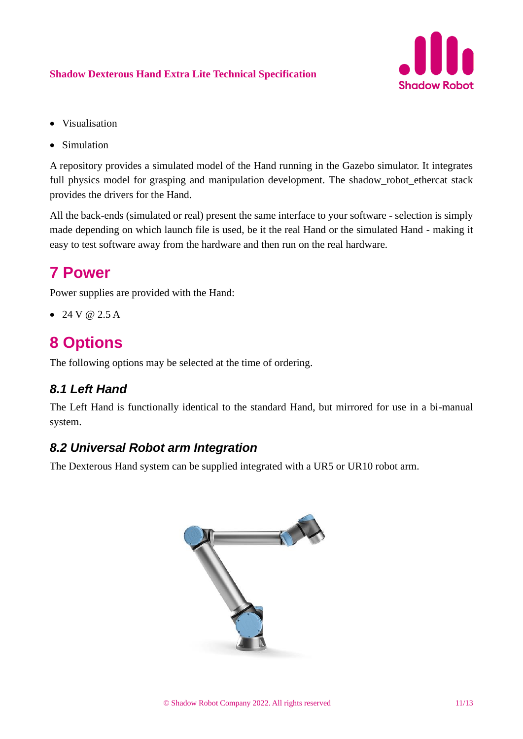- Visualisation
- Simulation

A repository provides a simulated model of the Hand running in the Gazebo simulator. It integrates full physics model for grasping and manipulation development. The shadow_robot_ethercat stack provides the drivers for the Hand.

All the back-ends (simulated or real) present the same interface to your software - selection is simply made depending on which launch file is used, be it the real Hand or the simulated Hand - making it easy to test software away from the hardware and then run on the real hardware.

# 7 Power

Power supplies are provided with the Hand:

- 24 V @ 2.5 A

# 8 Options

The following options may be selected at the time of ordering.

## *8.1 Left Hand*

The Left Hand is functionally identical to the standard Hand, but mirrored for use in a bi-manual system.

## *8.2 Universal Robot arm Integration*

The Dexterous Hand system can be supplied integrated with a UR5 or UR10 robot arm.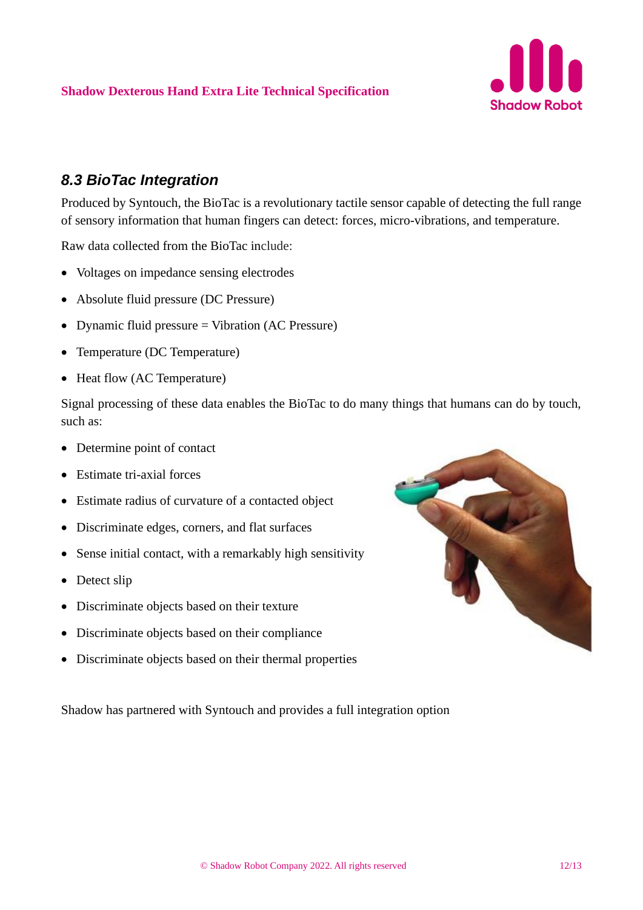## 8.3 BioTac Integration

Produced by Syntouch, the BioTac is a revolutionary tactile sensor capable of detecting the full range of sensory information that human fingers can detect: forces, micro-vibrations, and temperature.

Raw data collected from the BioTac include:

- Voltages on impedance sensing electrodes
- Absolute fluid pressure (DC Pressure)
- Dynamic fluid pressure = Vibration (AC Pressure)
- Temperature (DC Temperature)
- Heat flow (AC Temperature)

Signal processing of these data enables the BioTac to do many things that humans can do by touch, such as:

- Determine point of contact
- Estimate tri-axial forces
- Estimate radius of curvature of a contacted object
- Discriminate edges, corners, and flat surfaces
- Sense initial contact, with a remarkably high sensitivity
- Detect slip
- Discriminate objects based on their texture
- Discriminate objects based on their compliance
- Discriminate objects based on their thermal properties

Shadow has partnered with Syntouch and provides a full integration option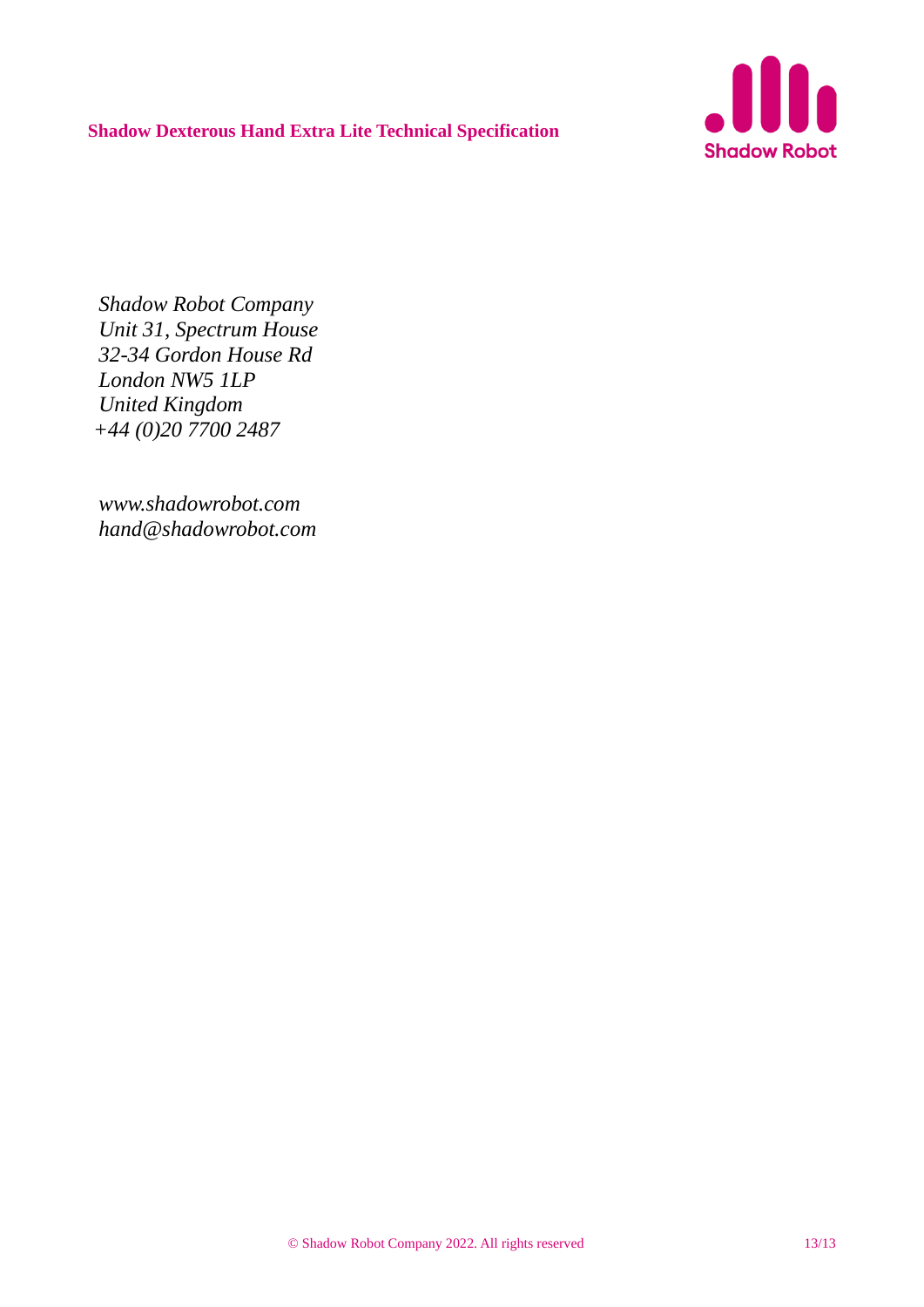*Shadow Robot Company*
*Unit 31, Spectrum House*
*32-34 Gordon House Rd*
*London NW5 1LP*
*United Kingdom*
*+44 (0)20 7700 2487*

*www.shadowrobot.com*
*hand@shadowrobot.com*